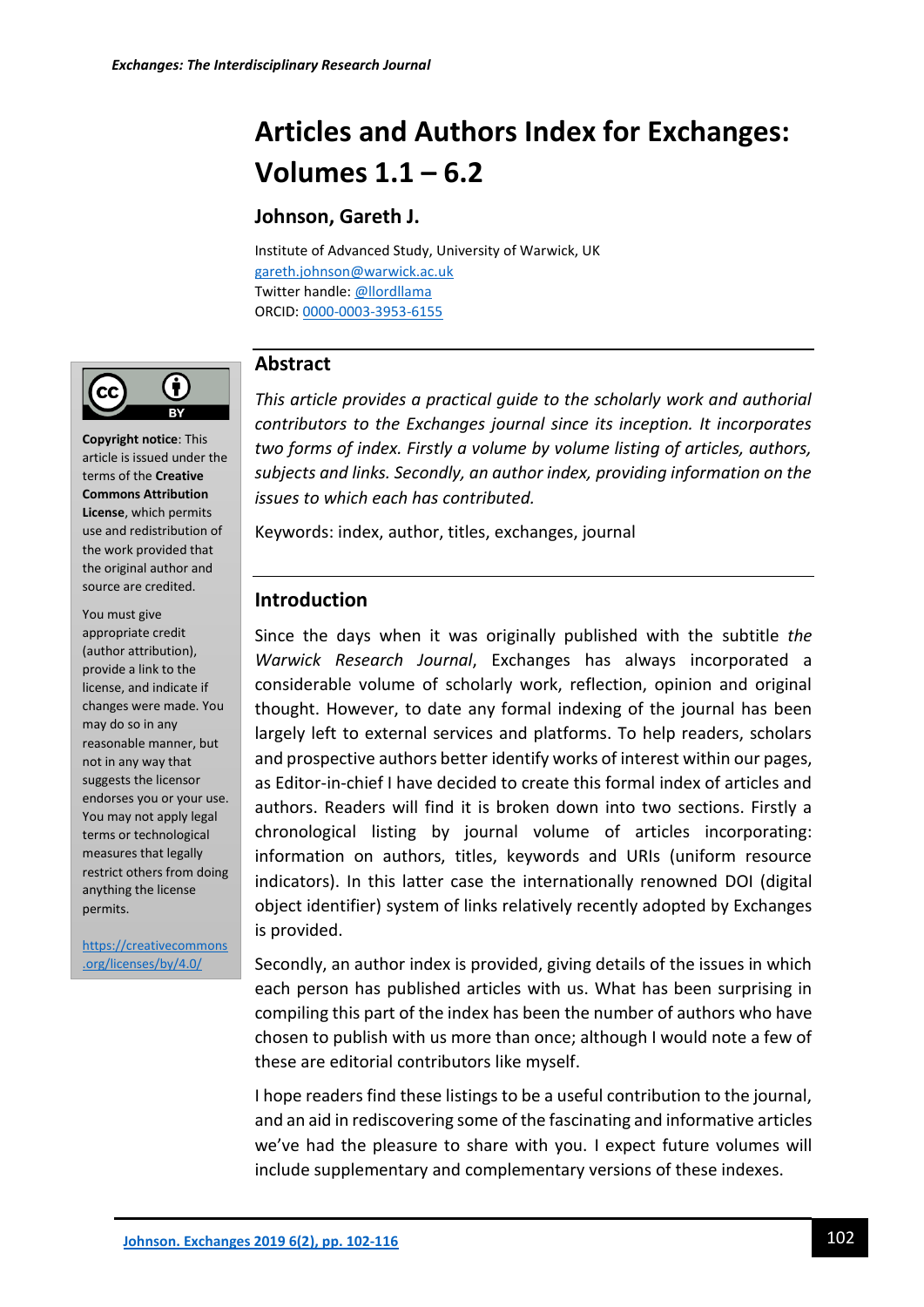# Articles and Authors Index for Exchanges: Volumes 1.1 – 6.2

## Johnson, Gareth J.

Institute of Advanced Study, University of Warwick, UK
gareth.johnson@warwick.ac.uk
Twitter handle: @llordllama
ORCID: 0000-0003-3953-6155

**Copyright notice**: This article is issued under the terms of the **Creative Commons Attribution License**, which permits use and redistribution of the work provided that the original author and source are credited.

You must give appropriate credit (author attribution), provide a link to the license, and indicate if changes were made. You may do so in any reasonable manner, but not in any way that suggests the licensor endorses you or your use. You may not apply legal terms or technological measures that legally restrict others from doing anything the license permits.

https://creativecommons.org/licenses/by/4.0/

## Abstract

*This article provides a practical guide to the scholarly work and authorial contributors to the Exchanges journal since its inception. It incorporates two forms of index. Firstly a volume by volume listing of articles, authors, subjects and links. Secondly, an author index, providing information on the issues to which each has contributed.*

Keywords: index, author, titles, exchanges, journal

## Introduction

Since the days when it was originally published with the subtitle *the Warwick Research Journal*, Exchanges has always incorporated a considerable volume of scholarly work, reflection, opinion and original thought. However, to date any formal indexing of the journal has been largely left to external services and platforms. To help readers, scholars and prospective authors better identify works of interest within our pages, as Editor-in-chief I have decided to create this formal index of articles and authors. Readers will find it is broken down into two sections. Firstly a chronological listing by journal volume of articles incorporating: information on authors, titles, keywords and URIs (uniform resource indicators). In this latter case the internationally renowned DOI (digital object identifier) system of links relatively recently adopted by Exchanges is provided.

Secondly, an author index is provided, giving details of the issues in which each person has published articles with us. What has been surprising in compiling this part of the index has been the number of authors who have chosen to publish with us more than once; although I would note a few of these are editorial contributors like myself.

I hope readers find these listings to be a useful contribution to the journal, and an aid in rediscovering some of the fascinating and informative articles we've had the pleasure to share with you. I expect future volumes will include supplementary and complementary versions of these indexes.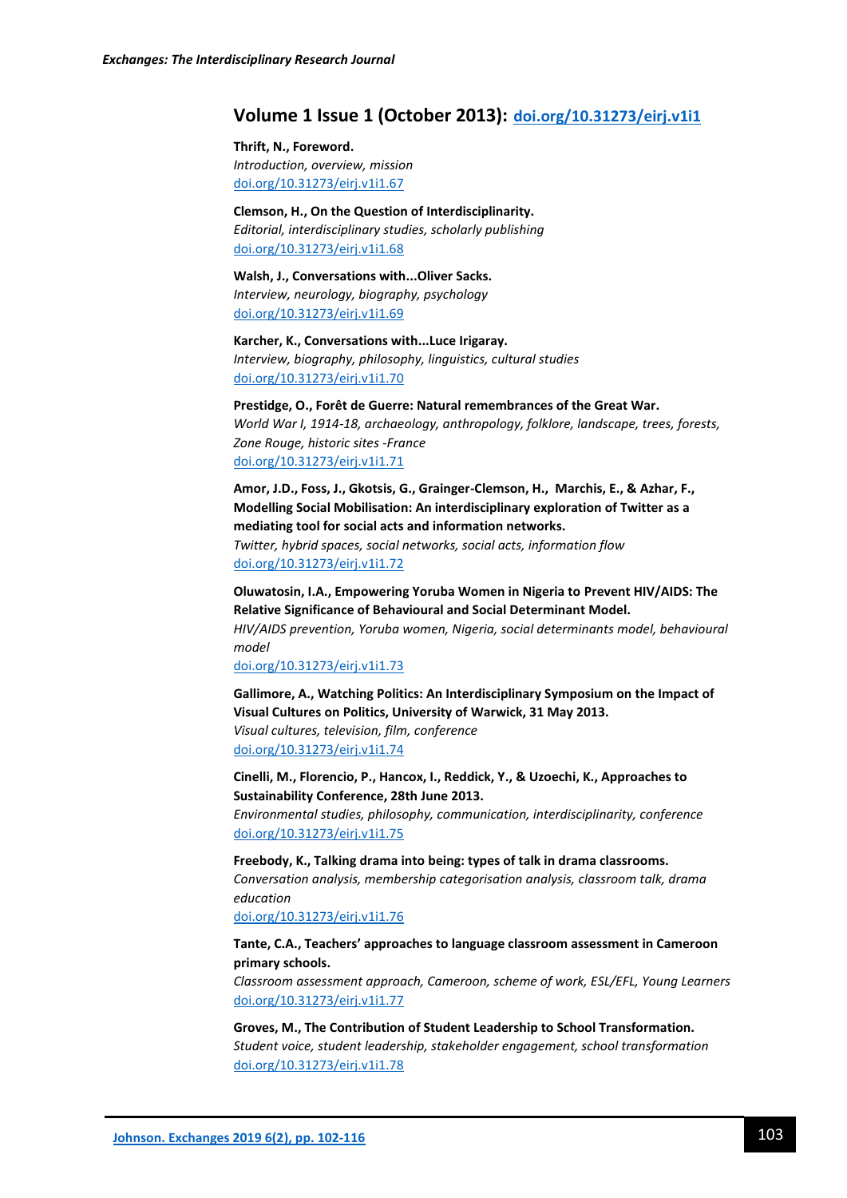## Volume 1 Issue 1 (October 2013): [doi.org/10.31273/eirj.v1i1](https://doi.org/10.31273/eirj.v1i1)

**Thrift, N., Foreword.**
*Introduction, overview, mission*
[doi.org/10.31273/eirj.v1i1.67](https://doi.org/10.31273/eirj.v1i1.67)

**Clemson, H., On the Question of Interdisciplinarity.**
*Editorial, interdisciplinary studies, scholarly publishing*
[doi.org/10.31273/eirj.v1i1.68](https://doi.org/10.31273/eirj.v1i1.68)

**Walsh, J., Conversations with...Oliver Sacks.**
*Interview, neurology, biography, psychology*
[doi.org/10.31273/eirj.v1i1.69](https://doi.org/10.31273/eirj.v1i1.69)

**Karcher, K., Conversations with...Luce Irigaray.**
*Interview, biography, philosophy, linguistics, cultural studies*
[doi.org/10.31273/eirj.v1i1.70](https://doi.org/10.31273/eirj.v1i1.70)

**Prestidge, O., Forêt de Guerre: Natural remembrances of the Great War.**
*World War I, 1914-18, archaeology, anthropology, folklore, landscape, trees, forests, Zone Rouge, historic sites -France*
[doi.org/10.31273/eirj.v1i1.71](https://doi.org/10.31273/eirj.v1i1.71)

**Amor, J.D., Foss, J., Gkotsis, G., Grainger-Clemson, H., Marchis, E., & Azhar, F., Modelling Social Mobilisation: An interdisciplinary exploration of Twitter as a mediating tool for social acts and information networks.**
*Twitter, hybrid spaces, social networks, social acts, information flow*
[doi.org/10.31273/eirj.v1i1.72](https://doi.org/10.31273/eirj.v1i1.72)

**Oluwatosin, I.A., Empowering Yoruba Women in Nigeria to Prevent HIV/AIDS: The Relative Significance of Behavioural and Social Determinant Model.**
*HIV/AIDS prevention, Yoruba women, Nigeria, social determinants model, behavioural model*
[doi.org/10.31273/eirj.v1i1.73](https://doi.org/10.31273/eirj.v1i1.73)

**Gallimore, A., Watching Politics: An Interdisciplinary Symposium on the Impact of Visual Cultures on Politics, University of Warwick, 31 May 2013.**
*Visual cultures, television, film, conference*
[doi.org/10.31273/eirj.v1i1.74](https://doi.org/10.31273/eirj.v1i1.74)

**Cinelli, M., Florencio, P., Hancox, I., Reddick, Y., & Uzoechi, K., Approaches to Sustainability Conference, 28th June 2013.**
*Environmental studies, philosophy, communication, interdisciplinarity, conference*
[doi.org/10.31273/eirj.v1i1.75](https://doi.org/10.31273/eirj.v1i1.75)

**Freebody, K., Talking drama into being: types of talk in drama classrooms.**
*Conversation analysis, membership categorisation analysis, classroom talk, drama education*
[doi.org/10.31273/eirj.v1i1.76](https://doi.org/10.31273/eirj.v1i1.76)

**Tante, C.A., Teachers' approaches to language classroom assessment in Cameroon primary schools.**
*Classroom assessment approach, Cameroon, scheme of work, ESL/EFL, Young Learners*
[doi.org/10.31273/eirj.v1i1.77](https://doi.org/10.31273/eirj.v1i1.77)

**Groves, M., The Contribution of Student Leadership to School Transformation.**
*Student voice, student leadership, stakeholder engagement, school transformation*
[doi.org/10.31273/eirj.v1i1.78](https://doi.org/10.31273/eirj.v1i1.78)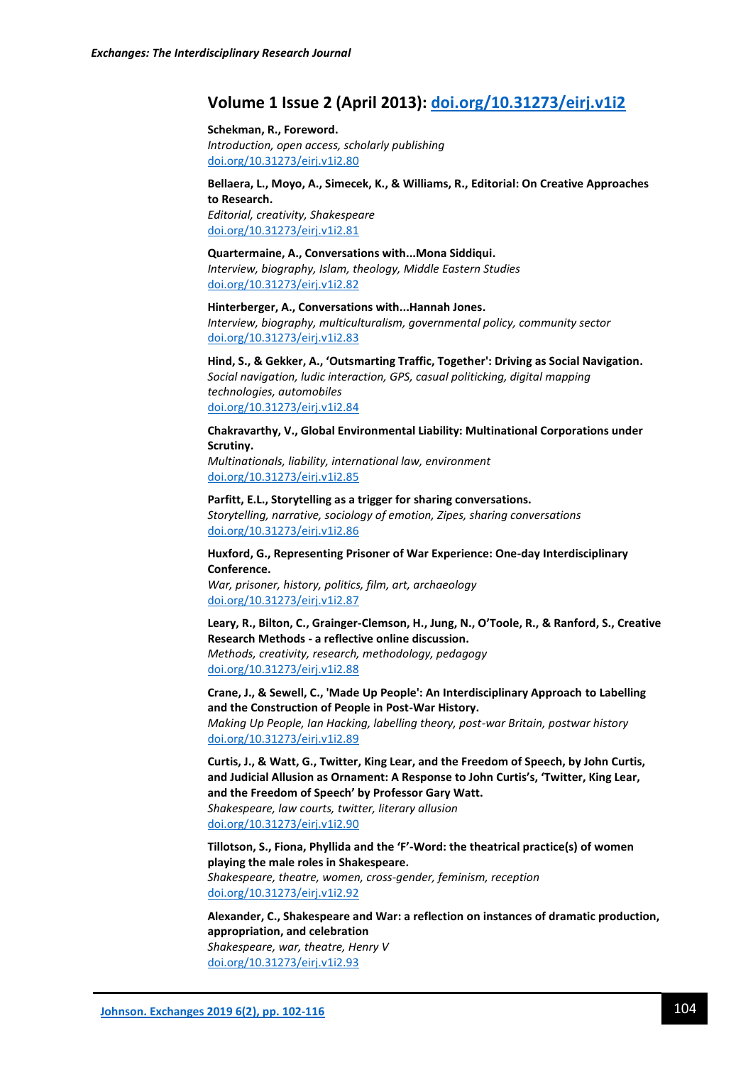## Volume 1 Issue 2 (April 2013): [doi.org/10.31273/eirj.v1i2](https://doi.org/10.31273/eirj.v1i2)

**Schekman, R., Foreword.**
*Introduction, open access, scholarly publishing*
[doi.org/10.31273/eirj.v1i2.80](https://doi.org/10.31273/eirj.v1i2.80)

**Bellaera, L., Moyo, A., Simecek, K., & Williams, R., Editorial: On Creative Approaches to Research.**
*Editorial, creativity, Shakespeare*
[doi.org/10.31273/eirj.v1i2.81](https://doi.org/10.31273/eirj.v1i2.81)

**Quartermaine, A., Conversations with...Mona Siddiqui.**
*Interview, biography, Islam, theology, Middle Eastern Studies*
[doi.org/10.31273/eirj.v1i2.82](https://doi.org/10.31273/eirj.v1i2.82)

**Hinterberger, A., Conversations with...Hannah Jones.**
*Interview, biography, multiculturalism, governmental policy, community sector*
[doi.org/10.31273/eirj.v1i2.83](https://doi.org/10.31273/eirj.v1i2.83)

**Hind, S., & Gekker, A., 'Outsmarting Traffic, Together': Driving as Social Navigation.**
*Social navigation, ludic interaction, GPS, casual politicking, digital mapping technologies, automobiles*
[doi.org/10.31273/eirj.v1i2.84](https://doi.org/10.31273/eirj.v1i2.84)

**Chakravarthy, V., Global Environmental Liability: Multinational Corporations under Scrutiny.**
*Multinationals, liability, international law, environment*
[doi.org/10.31273/eirj.v1i2.85](https://doi.org/10.31273/eirj.v1i2.85)

**Parfitt, E.L., Storytelling as a trigger for sharing conversations.**
*Storytelling, narrative, sociology of emotion, Zipes, sharing conversations*
[doi.org/10.31273/eirj.v1i2.86](https://doi.org/10.31273/eirj.v1i2.86)

**Huxford, G., Representing Prisoner of War Experience: One-day Interdisciplinary Conference.**
*War, prisoner, history, politics, film, art, archaeology*
[doi.org/10.31273/eirj.v1i2.87](https://doi.org/10.31273/eirj.v1i2.87)

**Leary, R., Bilton, C., Grainger-Clemson, H., Jung, N., O'Toole, R., & Ranford, S., Creative Research Methods - a reflective online discussion.**
*Methods, creativity, research, methodology, pedagogy*
[doi.org/10.31273/eirj.v1i2.88](https://doi.org/10.31273/eirj.v1i2.88)

**Crane, J., & Sewell, C., 'Made Up People': An Interdisciplinary Approach to Labelling and the Construction of People in Post-War History.**
*Making Up People, Ian Hacking, labelling theory, post-war Britain, postwar history*
[doi.org/10.31273/eirj.v1i2.89](https://doi.org/10.31273/eirj.v1i2.89)

**Curtis, J., & Watt, G., Twitter, King Lear, and the Freedom of Speech, by John Curtis, and Judicial Allusion as Ornament: A Response to John Curtis's, 'Twitter, King Lear, and the Freedom of Speech' by Professor Gary Watt.**
*Shakespeare, law courts, twitter, literary allusion*
[doi.org/10.31273/eirj.v1i2.90](https://doi.org/10.31273/eirj.v1i2.90)

**Tillotson, S., Fiona, Phyllida and the 'F'-Word: the theatrical practice(s) of women playing the male roles in Shakespeare.**
*Shakespeare, theatre, women, cross-gender, feminism, reception*
[doi.org/10.31273/eirj.v1i2.92](https://doi.org/10.31273/eirj.v1i2.92)

**Alexander, C., Shakespeare and War: a reflection on instances of dramatic production, appropriation, and celebration**
*Shakespeare, war, theatre, Henry V*
[doi.org/10.31273/eirj.v1i2.93](https://doi.org/10.31273/eirj.v1i2.93)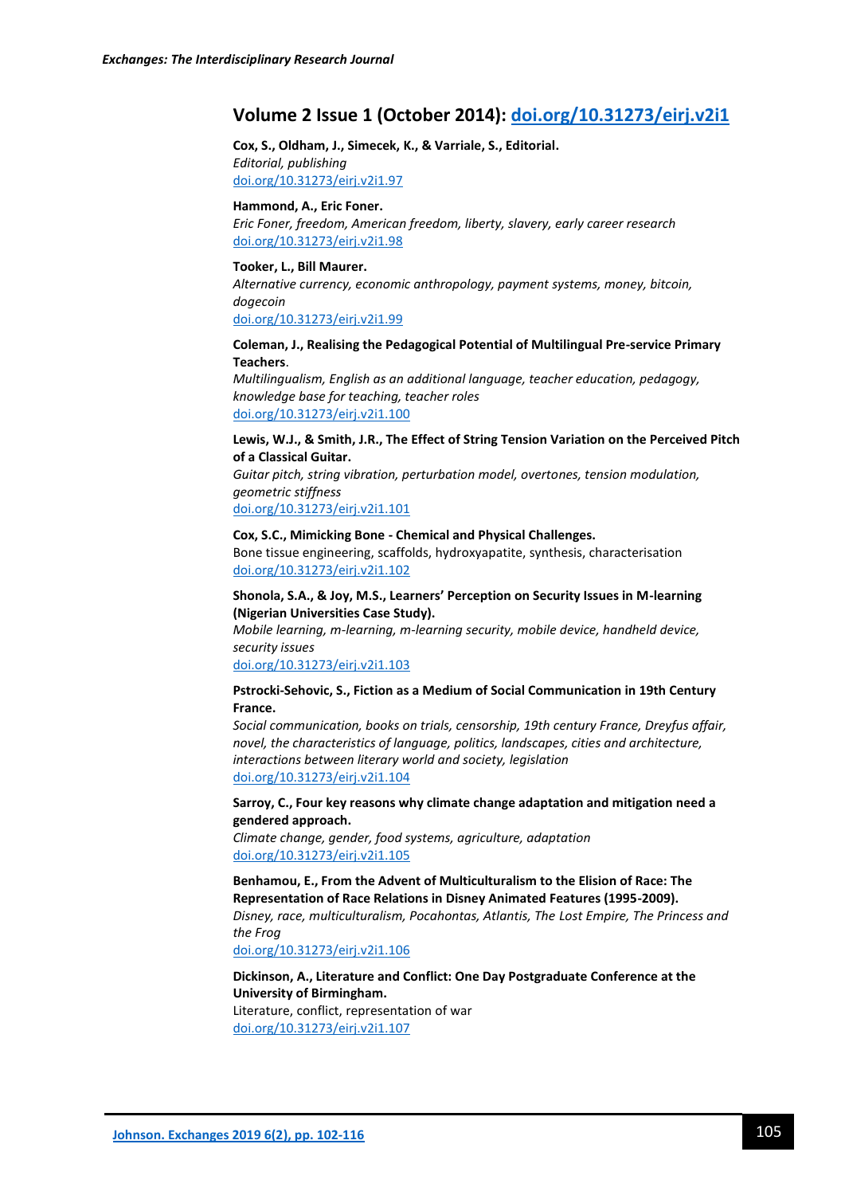## Volume 2 Issue 1 (October 2014): [doi.org/10.31273/eirj.v2i1](https://doi.org/10.31273/eirj.v2i1)

**Cox, S., Oldham, J., Simecek, K., & Varriale, S., Editorial.**
*Editorial, publishing*
[doi.org/10.31273/eirj.v2i1.97](https://doi.org/10.31273/eirj.v2i1.97)

**Hammond, A., Eric Foner.**
*Eric Foner, freedom, American freedom, liberty, slavery, early career research*
[doi.org/10.31273/eirj.v2i1.98](https://doi.org/10.31273/eirj.v2i1.98)

**Tooker, L., Bill Maurer.**
*Alternative currency, economic anthropology, payment systems, money, bitcoin, dogecoin*
[doi.org/10.31273/eirj.v2i1.99](https://doi.org/10.31273/eirj.v2i1.99)

**Coleman, J., Realising the Pedagogical Potential of Multilingual Pre-service Primary Teachers**.
*Multilingualism, English as an additional language, teacher education, pedagogy, knowledge base for teaching, teacher roles*
[doi.org/10.31273/eirj.v2i1.100](https://doi.org/10.31273/eirj.v2i1.100)

**Lewis, W.J., & Smith, J.R., The Effect of String Tension Variation on the Perceived Pitch of a Classical Guitar.**
*Guitar pitch, string vibration, perturbation model, overtones, tension modulation, geometric stiffness*
[doi.org/10.31273/eirj.v2i1.101](https://doi.org/10.31273/eirj.v2i1.101)

**Cox, S.C., Mimicking Bone - Chemical and Physical Challenges.**
Bone tissue engineering, scaffolds, hydroxyapatite, synthesis, characterisation
[doi.org/10.31273/eirj.v2i1.102](https://doi.org/10.31273/eirj.v2i1.102)

**Shonola, S.A., & Joy, M.S., Learners' Perception on Security Issues in M-learning (Nigerian Universities Case Study).**
*Mobile learning, m-learning, m-learning security, mobile device, handheld device, security issues*
[doi.org/10.31273/eirj.v2i1.103](https://doi.org/10.31273/eirj.v2i1.103)

**Pstrocki-Sehovic, S., Fiction as a Medium of Social Communication in 19th Century France.**
*Social communication, books on trials, censorship, 19th century France, Dreyfus affair, novel, the characteristics of language, politics, landscapes, cities and architecture, interactions between literary world and society, legislation*
[doi.org/10.31273/eirj.v2i1.104](https://doi.org/10.31273/eirj.v2i1.104)

**Sarroy, C., Four key reasons why climate change adaptation and mitigation need a gendered approach.**
*Climate change, gender, food systems, agriculture, adaptation*
[doi.org/10.31273/eirj.v2i1.105](https://doi.org/10.31273/eirj.v2i1.105)

**Benhamou, E., From the Advent of Multiculturalism to the Elision of Race: The Representation of Race Relations in Disney Animated Features (1995-2009).**
*Disney, race, multiculturalism, Pocahontas, Atlantis, The Lost Empire, The Princess and the Frog*
[doi.org/10.31273/eirj.v2i1.106](https://doi.org/10.31273/eirj.v2i1.106)

**Dickinson, A., Literature and Conflict: One Day Postgraduate Conference at the University of Birmingham.**
Literature, conflict, representation of war
[doi.org/10.31273/eirj.v2i1.107](https://doi.org/10.31273/eirj.v2i1.107)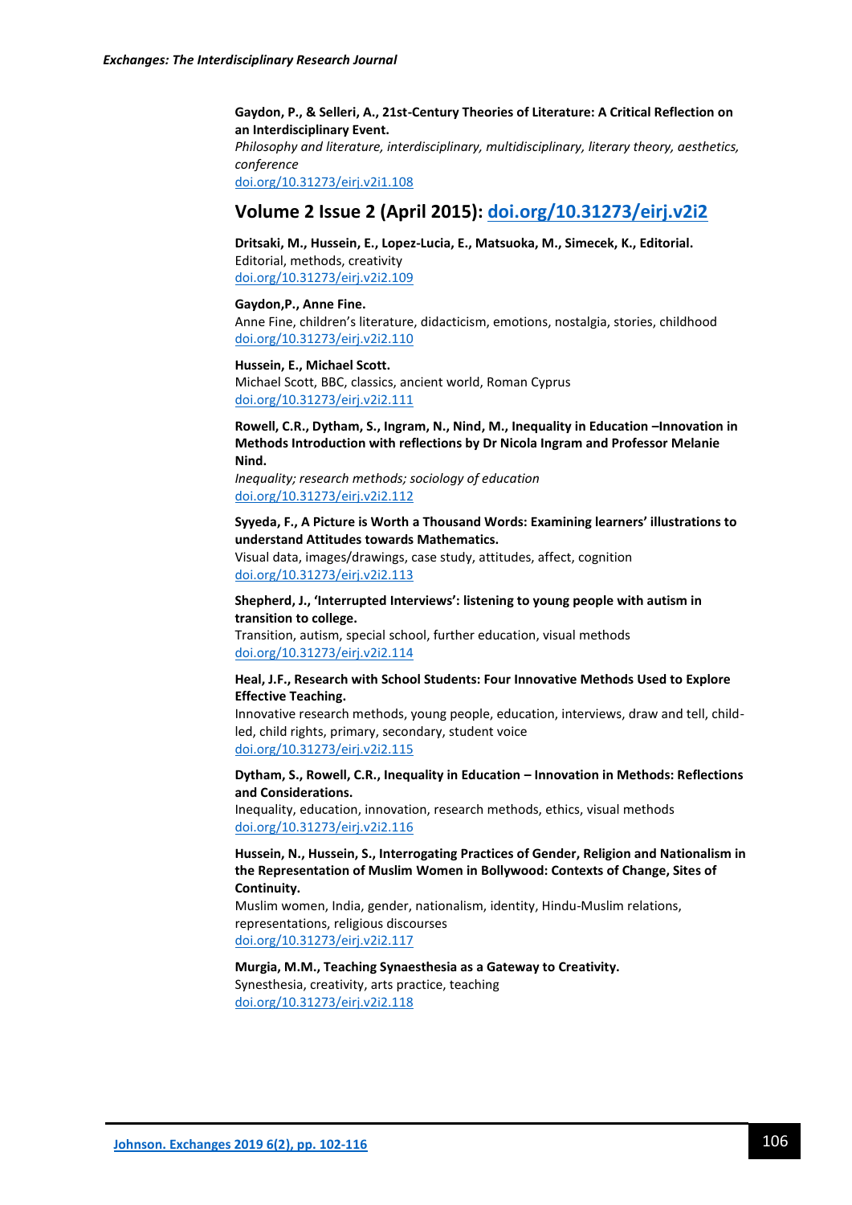**Gaydon, P., & Selleri, A., 21st-Century Theories of Literature: A Critical Reflection on an Interdisciplinary Event.**
*Philosophy and literature, interdisciplinary, multidisciplinary, literary theory, aesthetics, conference*
doi.org/10.31273/eirj.v2i1.108

## Volume 2 Issue 2 (April 2015): doi.org/10.31273/eirj.v2i2

**Dritsaki, M., Hussein, E., Lopez-Lucia, E., Matsuoka, M., Simecek, K., Editorial.**
Editorial, methods, creativity
doi.org/10.31273/eirj.v2i2.109

**Gaydon,P., Anne Fine.**
Anne Fine, children's literature, didacticism, emotions, nostalgia, stories, childhood
doi.org/10.31273/eirj.v2i2.110

**Hussein, E., Michael Scott.**
Michael Scott, BBC, classics, ancient world, Roman Cyprus
doi.org/10.31273/eirj.v2i2.111

**Rowell, C.R., Dytham, S., Ingram, N., Nind, M., Inequality in Education –Innovation in Methods Introduction with reflections by Dr Nicola Ingram and Professor Melanie Nind.**
*Inequality; research methods; sociology of education*
doi.org/10.31273/eirj.v2i2.112

**Syyeda, F., A Picture is Worth a Thousand Words: Examining learners' illustrations to understand Attitudes towards Mathematics.**
Visual data, images/drawings, case study, attitudes, affect, cognition
doi.org/10.31273/eirj.v2i2.113

**Shepherd, J., 'Interrupted Interviews': listening to young people with autism in transition to college.**
Transition, autism, special school, further education, visual methods
doi.org/10.31273/eirj.v2i2.114

**Heal, J.F., Research with School Students: Four Innovative Methods Used to Explore Effective Teaching.**
Innovative research methods, young people, education, interviews, draw and tell, child-led, child rights, primary, secondary, student voice
doi.org/10.31273/eirj.v2i2.115

**Dytham, S., Rowell, C.R., Inequality in Education – Innovation in Methods: Reflections and Considerations.**
Inequality, education, innovation, research methods, ethics, visual methods
doi.org/10.31273/eirj.v2i2.116

**Hussein, N., Hussein, S., Interrogating Practices of Gender, Religion and Nationalism in the Representation of Muslim Women in Bollywood: Contexts of Change, Sites of Continuity.**
Muslim women, India, gender, nationalism, identity, Hindu-Muslim relations, representations, religious discourses
doi.org/10.31273/eirj.v2i2.117

**Murgia, M.M., Teaching Synaesthesia as a Gateway to Creativity.**
Synesthesia, creativity, arts practice, teaching
doi.org/10.31273/eirj.v2i2.118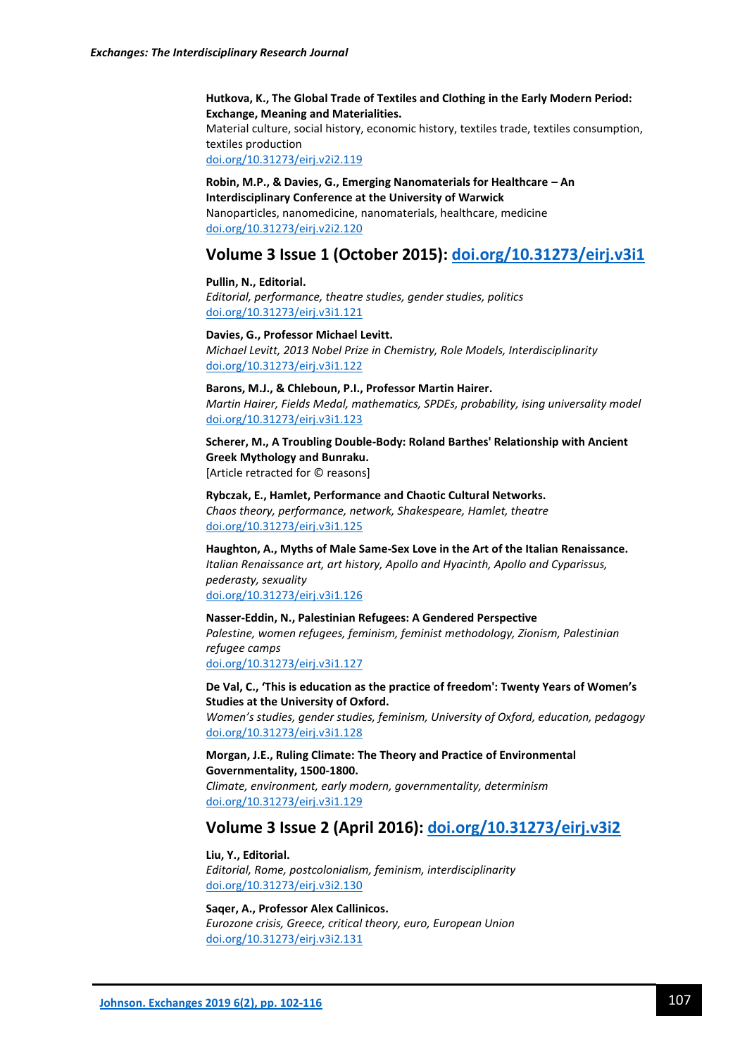**Hutkova, K., The Global Trade of Textiles and Clothing in the Early Modern Period: Exchange, Meaning and Materialities.**
Material culture, social history, economic history, textiles trade, textiles consumption, textiles production
doi.org/10.31273/eirj.v2i2.119

**Robin, M.P., & Davies, G., Emerging Nanomaterials for Healthcare – An Interdisciplinary Conference at the University of Warwick**
Nanoparticles, nanomedicine, nanomaterials, healthcare, medicine
doi.org/10.31273/eirj.v2i2.120

## Volume 3 Issue 1 (October 2015): doi.org/10.31273/eirj.v3i1

**Pullin, N., Editorial.**
*Editorial, performance, theatre studies, gender studies, politics*
doi.org/10.31273/eirj.v3i1.121

**Davies, G., Professor Michael Levitt.**
*Michael Levitt, 2013 Nobel Prize in Chemistry, Role Models, Interdisciplinarity*
doi.org/10.31273/eirj.v3i1.122

**Barons, M.J., & Chleboun, P.I., Professor Martin Hairer.**
*Martin Hairer, Fields Medal, mathematics, SPDEs, probability, ising universality model*
doi.org/10.31273/eirj.v3i1.123

**Scherer, M., A Troubling Double-Body: Roland Barthes' Relationship with Ancient Greek Mythology and Bunraku.**
[Article retracted for © reasons]

**Rybczak, E., Hamlet, Performance and Chaotic Cultural Networks.**
*Chaos theory, performance, network, Shakespeare, Hamlet, theatre*
doi.org/10.31273/eirj.v3i1.125

**Haughton, A., Myths of Male Same-Sex Love in the Art of the Italian Renaissance.**
*Italian Renaissance art, art history, Apollo and Hyacinth, Apollo and Cyparissus, pederasty, sexuality*
doi.org/10.31273/eirj.v3i1.126

**Nasser-Eddin, N., Palestinian Refugees: A Gendered Perspective**
*Palestine, women refugees, feminism, feminist methodology, Zionism, Palestinian refugee camps*
doi.org/10.31273/eirj.v3i1.127

**De Val, C., 'This is education as the practice of freedom': Twenty Years of Women's Studies at the University of Oxford.**
*Women's studies, gender studies, feminism, University of Oxford, education, pedagogy*
doi.org/10.31273/eirj.v3i1.128

**Morgan, J.E., Ruling Climate: The Theory and Practice of Environmental Governmentality, 1500-1800.**
*Climate, environment, early modern, governmentality, determinism*
doi.org/10.31273/eirj.v3i1.129

## Volume 3 Issue 2 (April 2016): doi.org/10.31273/eirj.v3i2

**Liu, Y., Editorial.**
*Editorial, Rome, postcolonialism, feminism, interdisciplinarity*
doi.org/10.31273/eirj.v3i2.130

**Saqer, A., Professor Alex Callinicos.**
*Eurozone crisis, Greece, critical theory, euro, European Union*
doi.org/10.31273/eirj.v3i2.131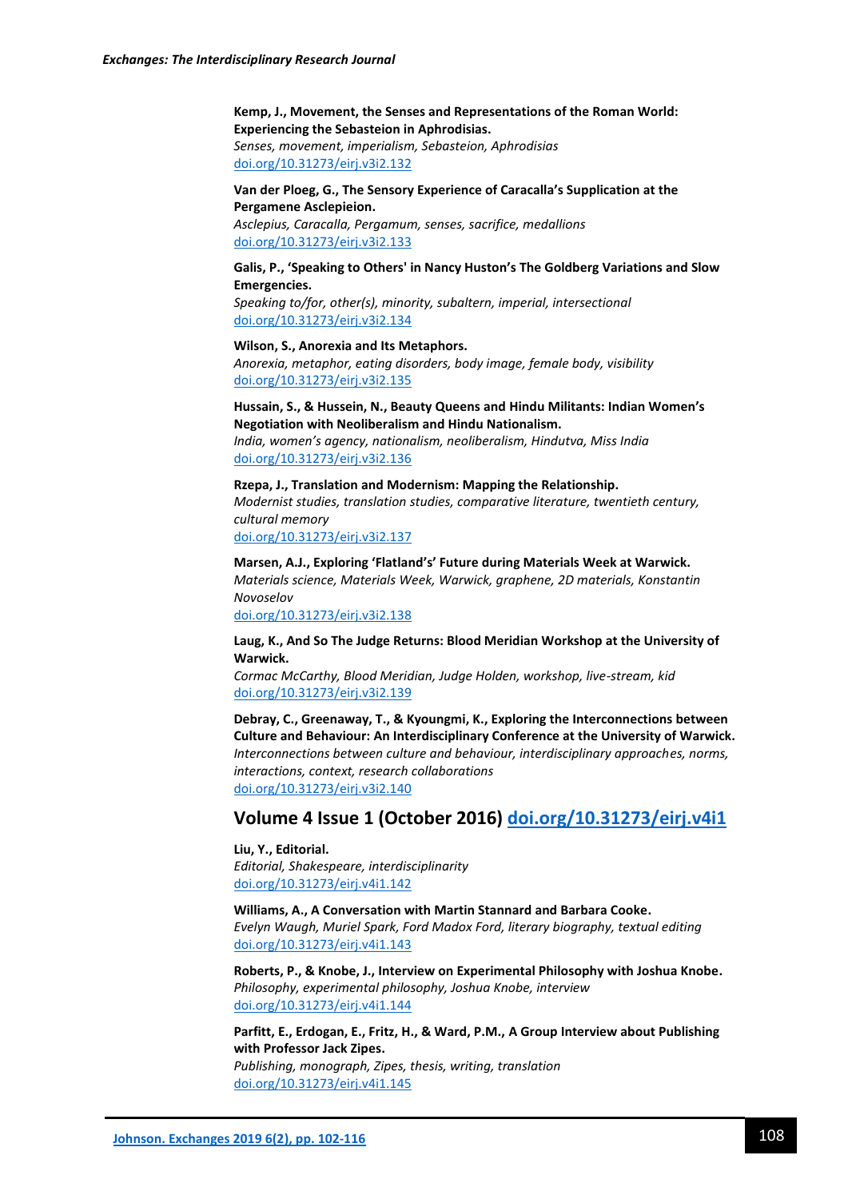**Kemp, J., Movement, the Senses and Representations of the Roman World: Experiencing the Sebasteion in Aphrodisias.**
*Senses, movement, imperialism, Sebasteion, Aphrodisias*
doi.org/10.31273/eirj.v3i2.132

**Van der Ploeg, G., The Sensory Experience of Caracalla's Supplication at the Pergamene Asclepieion.**
*Asclepius, Caracalla, Pergamum, senses, sacrifice, medallions*
doi.org/10.31273/eirj.v3i2.133

**Galis, P., 'Speaking to Others' in Nancy Huston's The Goldberg Variations and Slow Emergencies.**
*Speaking to/for, other(s), minority, subaltern, imperial, intersectional*
doi.org/10.31273/eirj.v3i2.134

**Wilson, S., Anorexia and Its Metaphors.**
*Anorexia, metaphor, eating disorders, body image, female body, visibility*
doi.org/10.31273/eirj.v3i2.135

**Hussain, S., & Hussein, N., Beauty Queens and Hindu Militants: Indian Women's Negotiation with Neoliberalism and Hindu Nationalism.**
*India, women's agency, nationalism, neoliberalism, Hindutva, Miss India*
doi.org/10.31273/eirj.v3i2.136

**Rzepa, J., Translation and Modernism: Mapping the Relationship.**
*Modernist studies, translation studies, comparative literature, twentieth century, cultural memory*
doi.org/10.31273/eirj.v3i2.137

**Marsen, A.J., Exploring 'Flatland's' Future during Materials Week at Warwick.**
*Materials science, Materials Week, Warwick, graphene, 2D materials, Konstantin Novoselov*
doi.org/10.31273/eirj.v3i2.138

**Laug, K., And So The Judge Returns: Blood Meridian Workshop at the University of Warwick.**
*Cormac McCarthy, Blood Meridian, Judge Holden, workshop, live-stream, kid*
doi.org/10.31273/eirj.v3i2.139

**Debray, C., Greenaway, T., & Kyoungmi, K., Exploring the Interconnections between Culture and Behaviour: An Interdisciplinary Conference at the University of Warwick.**
*Interconnections between culture and behaviour, interdisciplinary approaches, norms, interactions, context, research collaborations*
doi.org/10.31273/eirj.v3i2.140

## Volume 4 Issue 1 (October 2016) doi.org/10.31273/eirj.v4i1

**Liu, Y., Editorial.**
*Editorial, Shakespeare, interdisciplinarity*
doi.org/10.31273/eirj.v4i1.142

**Williams, A., A Conversation with Martin Stannard and Barbara Cooke.**
*Evelyn Waugh, Muriel Spark, Ford Madox Ford, literary biography, textual editing*
doi.org/10.31273/eirj.v4i1.143

**Roberts, P., & Knobe, J., Interview on Experimental Philosophy with Joshua Knobe.**
*Philosophy, experimental philosophy, Joshua Knobe, interview*
doi.org/10.31273/eirj.v4i1.144

**Parfitt, E., Erdogan, E., Fritz, H., & Ward, P.M., A Group Interview about Publishing with Professor Jack Zipes.**
*Publishing, monograph, Zipes, thesis, writing, translation*
doi.org/10.31273/eirj.v4i1.145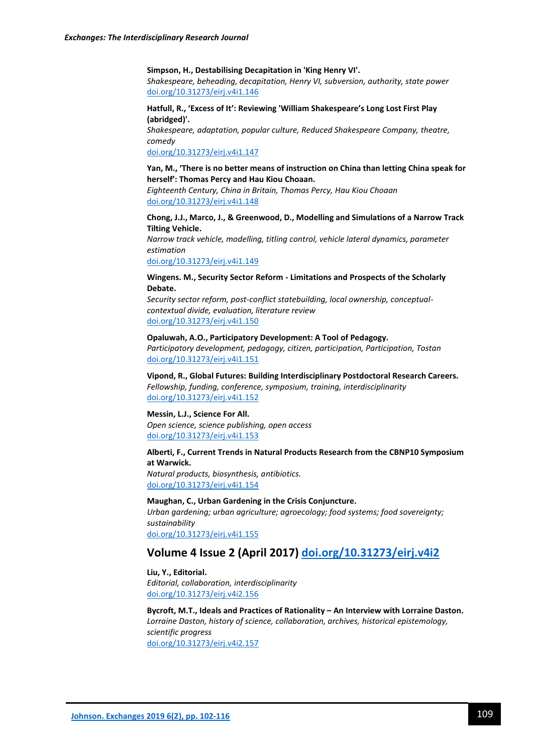**Simpson, H., Destabilising Decapitation in 'King Henry VI'.**
*Shakespeare, beheading, decapitation, Henry VI, subversion, authority, state power*
doi.org/10.31273/eirj.v4i1.146

**Hatfull, R., 'Excess of It': Reviewing 'William Shakespeare's Long Lost First Play (abridged)'.**
*Shakespeare, adaptation, popular culture, Reduced Shakespeare Company, theatre, comedy*
doi.org/10.31273/eirj.v4i1.147

**Yan, M., 'There is no better means of instruction on China than letting China speak for herself': Thomas Percy and Hau Kiou Choaan.**
*Eighteenth Century, China in Britain, Thomas Percy, Hau Kiou Choaan*
doi.org/10.31273/eirj.v4i1.148

**Chong, J.J., Marco, J., & Greenwood, D., Modelling and Simulations of a Narrow Track Tilting Vehicle.**
*Narrow track vehicle, modelling, titling control, vehicle lateral dynamics, parameter estimation*
doi.org/10.31273/eirj.v4i1.149

**Wingens. M., Security Sector Reform - Limitations and Prospects of the Scholarly Debate.**
*Security sector reform, post-conflict statebuilding, local ownership, conceptual-contextual divide, evaluation, literature review*
doi.org/10.31273/eirj.v4i1.150

**Opaluwah, A.O., Participatory Development: A Tool of Pedagogy.**
*Participatory development, pedagogy, citizen, participation, Participation, Tostan*
doi.org/10.31273/eirj.v4i1.151

**Vipond, R., Global Futures: Building Interdisciplinary Postdoctoral Research Careers.**
*Fellowship, funding, conference, symposium, training, interdisciplinarity*
doi.org/10.31273/eirj.v4i1.152

**Messin, L.J., Science For All.**
*Open science, science publishing, open access*
doi.org/10.31273/eirj.v4i1.153

**Alberti, F., Current Trends in Natural Products Research from the CBNP10 Symposium at Warwick.**
*Natural products, biosynthesis, antibiotics.*
doi.org/10.31273/eirj.v4i1.154

**Maughan, C., Urban Gardening in the Crisis Conjuncture.**
*Urban gardening; urban agriculture; agroecology; food systems; food sovereignty; sustainability*
doi.org/10.31273/eirj.v4i1.155

## Volume 4 Issue 2 (April 2017) doi.org/10.31273/eirj.v4i2

**Liu, Y., Editorial.**
*Editorial, collaboration, interdisciplinarity*
doi.org/10.31273/eirj.v4i2.156

**Bycroft, M.T., Ideals and Practices of Rationality – An Interview with Lorraine Daston.**
*Lorraine Daston, history of science, collaboration, archives, historical epistemology, scientific progress*
doi.org/10.31273/eirj.v4i2.157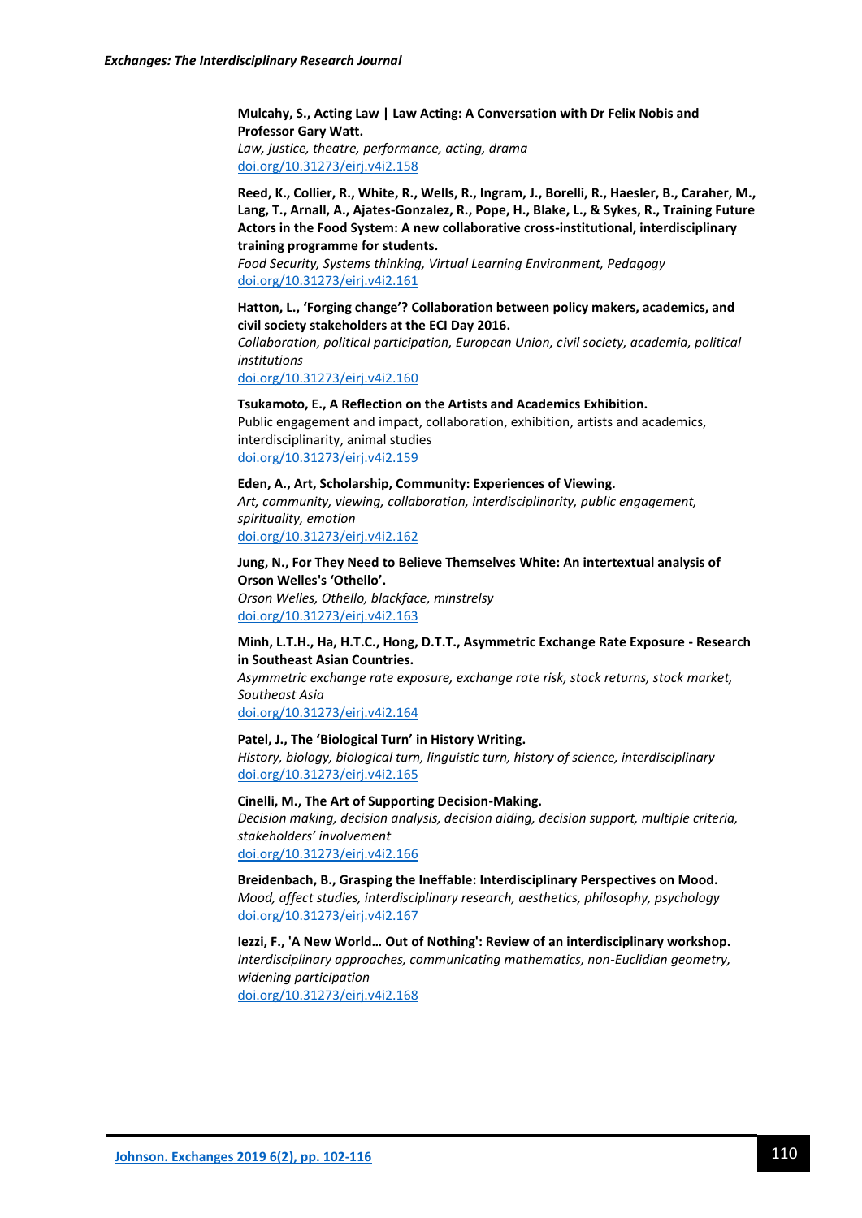**Mulcahy, S., Acting Law | Law Acting: A Conversation with Dr Felix Nobis and Professor Gary Watt.**
*Law, justice, theatre, performance, acting, drama*
doi.org/10.31273/eirj.v4i2.158

**Reed, K., Collier, R., White, R., Wells, R., Ingram, J., Borelli, R., Haesler, B., Caraher, M., Lang, T., Arnall, A., Ajates-Gonzalez, R., Pope, H., Blake, L., & Sykes, R., Training Future Actors in the Food System: A new collaborative cross-institutional, interdisciplinary training programme for students.**
*Food Security, Systems thinking, Virtual Learning Environment, Pedagogy*
doi.org/10.31273/eirj.v4i2.161

**Hatton, L., 'Forging change'? Collaboration between policy makers, academics, and civil society stakeholders at the ECI Day 2016.**
*Collaboration, political participation, European Union, civil society, academia, political institutions*
doi.org/10.31273/eirj.v4i2.160

**Tsukamoto, E., A Reflection on the Artists and Academics Exhibition.**
Public engagement and impact, collaboration, exhibition, artists and academics, interdisciplinarity, animal studies
doi.org/10.31273/eirj.v4i2.159

**Eden, A., Art, Scholarship, Community: Experiences of Viewing.**
*Art, community, viewing, collaboration, interdisciplinarity, public engagement, spirituality, emotion*
doi.org/10.31273/eirj.v4i2.162

**Jung, N., For They Need to Believe Themselves White: An intertextual analysis of Orson Welles's 'Othello'.**
*Orson Welles, Othello, blackface, minstrelsy*
doi.org/10.31273/eirj.v4i2.163

**Minh, L.T.H., Ha, H.T.C., Hong, D.T.T., Asymmetric Exchange Rate Exposure - Research in Southeast Asian Countries.**
*Asymmetric exchange rate exposure, exchange rate risk, stock returns, stock market, Southeast Asia*
doi.org/10.31273/eirj.v4i2.164

**Patel, J., The 'Biological Turn' in History Writing.**
*History, biology, biological turn, linguistic turn, history of science, interdisciplinary*
doi.org/10.31273/eirj.v4i2.165

**Cinelli, M., The Art of Supporting Decision-Making.**
*Decision making, decision analysis, decision aiding, decision support, multiple criteria, stakeholders' involvement*
doi.org/10.31273/eirj.v4i2.166

**Breidenbach, B., Grasping the Ineffable: Interdisciplinary Perspectives on Mood.**
*Mood, affect studies, interdisciplinary research, aesthetics, philosophy, psychology*
doi.org/10.31273/eirj.v4i2.167

**Iezzi, F., 'A New World… Out of Nothing': Review of an interdisciplinary workshop.**
*Interdisciplinary approaches, communicating mathematics, non-Euclidian geometry, widening participation*
doi.org/10.31273/eirj.v4i2.168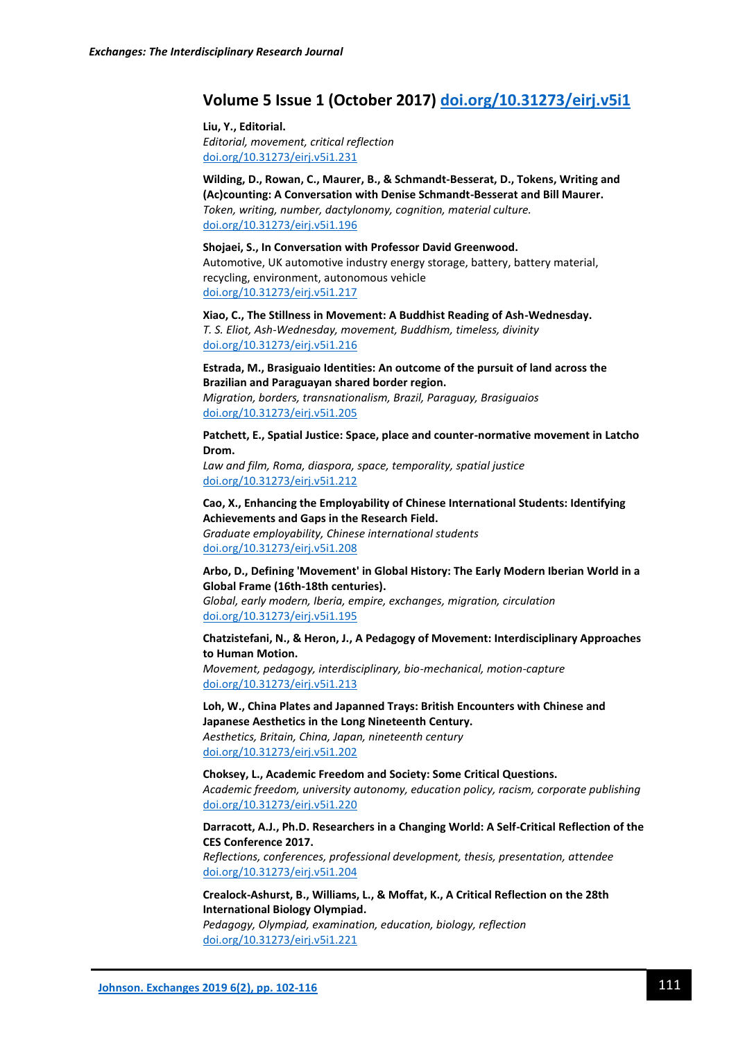## Volume 5 Issue 1 (October 2017) [doi.org/10.31273/eirj.v5i1](https://doi.org/10.31273/eirj.v5i1)

**Liu, Y., Editorial.**
*Editorial, movement, critical reflection*
doi.org/10.31273/eirj.v5i1.231

**Wilding, D., Rowan, C., Maurer, B., & Schmandt-Besserat, D., Tokens, Writing and (Ac)counting: A Conversation with Denise Schmandt-Besserat and Bill Maurer.**
*Token, writing, number, dactylonomy, cognition, material culture.*
doi.org/10.31273/eirj.v5i1.196

**Shojaei, S., In Conversation with Professor David Greenwood.**
Automotive, UK automotive industry energy storage, battery, battery material, recycling, environment, autonomous vehicle
doi.org/10.31273/eirj.v5i1.217

**Xiao, C., The Stillness in Movement: A Buddhist Reading of Ash-Wednesday.**
*T. S. Eliot, Ash-Wednesday, movement, Buddhism, timeless, divinity*
doi.org/10.31273/eirj.v5i1.216

**Estrada, M., Brasiguaio Identities: An outcome of the pursuit of land across the Brazilian and Paraguayan shared border region.**
*Migration, borders, transnationalism, Brazil, Paraguay, Brasiguaios*
doi.org/10.31273/eirj.v5i1.205

**Patchett, E., Spatial Justice: Space, place and counter-normative movement in Latcho Drom.**
*Law and film, Roma, diaspora, space, temporality, spatial justice*
doi.org/10.31273/eirj.v5i1.212

**Cao, X., Enhancing the Employability of Chinese International Students: Identifying Achievements and Gaps in the Research Field.**
*Graduate employability, Chinese international students*
doi.org/10.31273/eirj.v5i1.208

**Arbo, D., Defining 'Movement' in Global History: The Early Modern Iberian World in a Global Frame (16th-18th centuries).**
*Global, early modern, Iberia, empire, exchanges, migration, circulation*
doi.org/10.31273/eirj.v5i1.195

**Chatzistefani, N., & Heron, J., A Pedagogy of Movement: Interdisciplinary Approaches to Human Motion.**
*Movement, pedagogy, interdisciplinary, bio-mechanical, motion-capture*
doi.org/10.31273/eirj.v5i1.213

**Loh, W., China Plates and Japanned Trays: British Encounters with Chinese and Japanese Aesthetics in the Long Nineteenth Century.**
*Aesthetics, Britain, China, Japan, nineteenth century*
doi.org/10.31273/eirj.v5i1.202

**Choksey, L., Academic Freedom and Society: Some Critical Questions.**
*Academic freedom, university autonomy, education policy, racism, corporate publishing*
doi.org/10.31273/eirj.v5i1.220

**Darracott, A.J., Ph.D. Researchers in a Changing World: A Self-Critical Reflection of the CES Conference 2017.**
*Reflections, conferences, professional development, thesis, presentation, attendee*
doi.org/10.31273/eirj.v5i1.204

**Crealock-Ashurst, B., Williams, L., & Moffat, K., A Critical Reflection on the 28th International Biology Olympiad.**
*Pedagogy, Olympiad, examination, education, biology, reflection*
doi.org/10.31273/eirj.v5i1.221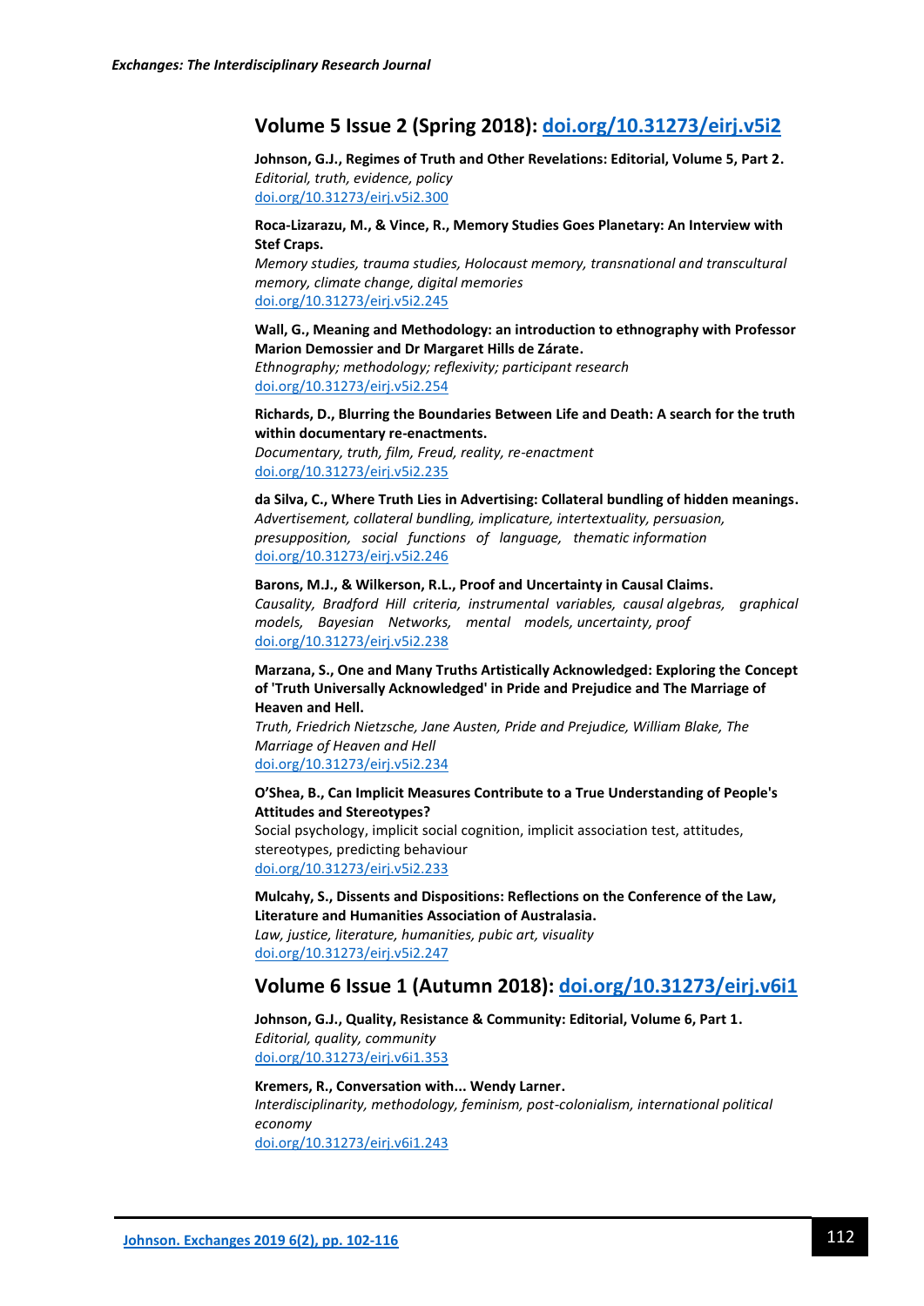## Volume 5 Issue 2 (Spring 2018): [doi.org/10.31273/eirj.v5i2](https://doi.org/10.31273/eirj.v5i2)

**Johnson, G.J., Regimes of Truth and Other Revelations: Editorial, Volume 5, Part 2.**
*Editorial, truth, evidence, policy*
[doi.org/10.31273/eirj.v5i2.300](https://doi.org/10.31273/eirj.v5i2.300)

**Roca-Lizarazu, M., & Vince, R., Memory Studies Goes Planetary: An Interview with Stef Craps.**
*Memory studies, trauma studies, Holocaust memory, transnational and transcultural memory, climate change, digital memories*
[doi.org/10.31273/eirj.v5i2.245](https://doi.org/10.31273/eirj.v5i2.245)

**Wall, G., Meaning and Methodology: an introduction to ethnography with Professor Marion Demossier and Dr Margaret Hills de Zárate.**
*Ethnography; methodology; reflexivity; participant research*
[doi.org/10.31273/eirj.v5i2.254](https://doi.org/10.31273/eirj.v5i2.254)

**Richards, D., Blurring the Boundaries Between Life and Death: A search for the truth within documentary re-enactments.**
*Documentary, truth, film, Freud, reality, re-enactment*
[doi.org/10.31273/eirj.v5i2.235](https://doi.org/10.31273/eirj.v5i2.235)

**da Silva, C., Where Truth Lies in Advertising: Collateral bundling of hidden meanings.**
*Advertisement, collateral bundling, implicature, intertextuality, persuasion, presupposition, social functions of language, thematic information*
[doi.org/10.31273/eirj.v5i2.246](https://doi.org/10.31273/eirj.v5i2.246)

**Barons, M.J., & Wilkerson, R.L., Proof and Uncertainty in Causal Claims.**
*Causality, Bradford Hill criteria, instrumental variables, causal algebras, graphical models, Bayesian Networks, mental models, uncertainty, proof*
[doi.org/10.31273/eirj.v5i2.238](https://doi.org/10.31273/eirj.v5i2.238)

**Marzana, S., One and Many Truths Artistically Acknowledged: Exploring the Concept of 'Truth Universally Acknowledged' in Pride and Prejudice and The Marriage of Heaven and Hell.**
*Truth, Friedrich Nietzsche, Jane Austen, Pride and Prejudice, William Blake, The Marriage of Heaven and Hell*
[doi.org/10.31273/eirj.v5i2.234](https://doi.org/10.31273/eirj.v5i2.234)

**O'Shea, B., Can Implicit Measures Contribute to a True Understanding of People's Attitudes and Stereotypes?**
Social psychology, implicit social cognition, implicit association test, attitudes, stereotypes, predicting behaviour
[doi.org/10.31273/eirj.v5i2.233](https://doi.org/10.31273/eirj.v5i2.233)

**Mulcahy, S., Dissents and Dispositions: Reflections on the Conference of the Law, Literature and Humanities Association of Australasia.**
*Law, justice, literature, humanities, pubic art, visuality*
[doi.org/10.31273/eirj.v5i2.247](https://doi.org/10.31273/eirj.v5i2.247)

## Volume 6 Issue 1 (Autumn 2018): [doi.org/10.31273/eirj.v6i1](https://doi.org/10.31273/eirj.v6i1)

**Johnson, G.J., Quality, Resistance & Community: Editorial, Volume 6, Part 1.**
*Editorial, quality, community*
[doi.org/10.31273/eirj.v6i1.353](https://doi.org/10.31273/eirj.v6i1.353)

**Kremers, R., Conversation with... Wendy Larner.**
*Interdisciplinarity, methodology, feminism, post-colonialism, international political economy*
[doi.org/10.31273/eirj.v6i1.243](https://doi.org/10.31273/eirj.v6i1.243)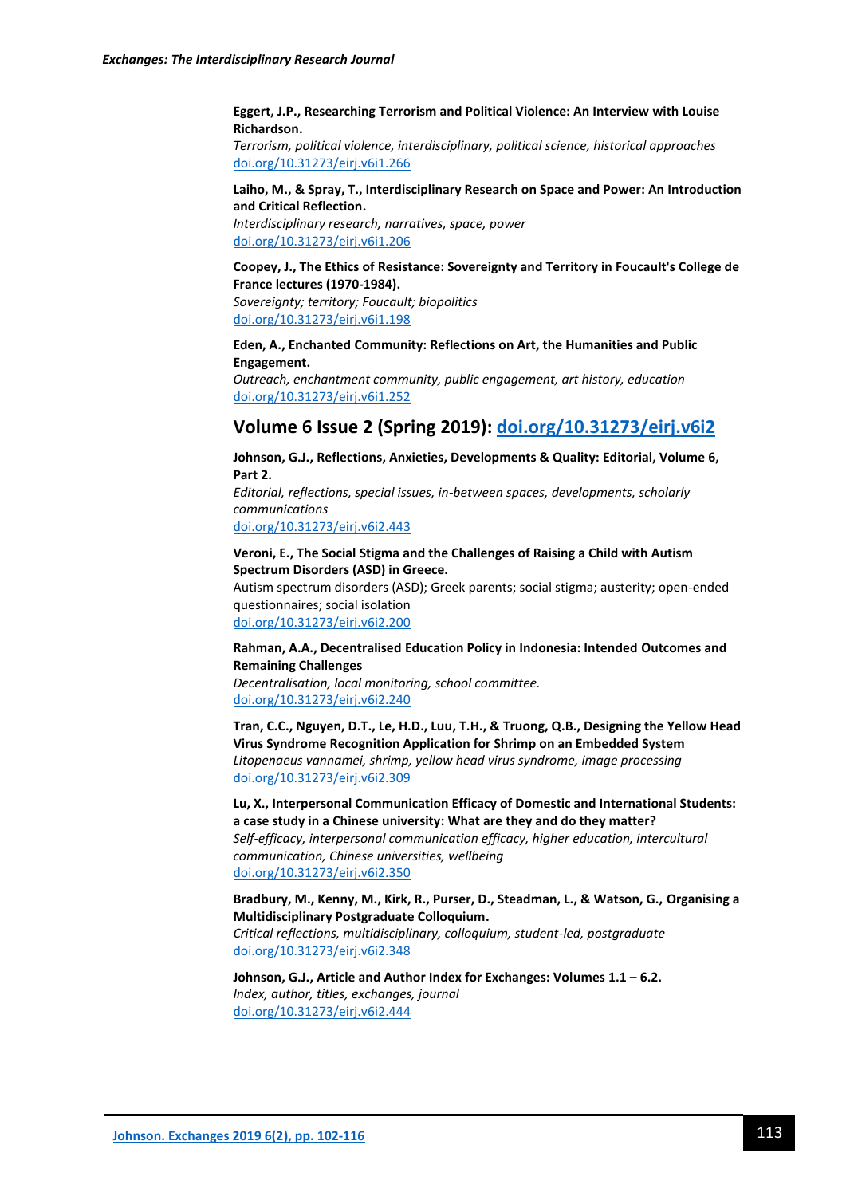**Eggert, J.P., Researching Terrorism and Political Violence: An Interview with Louise Richardson.**
*Terrorism, political violence, interdisciplinary, political science, historical approaches*
doi.org/10.31273/eirj.v6i1.266

**Laiho, M., & Spray, T., Interdisciplinary Research on Space and Power: An Introduction and Critical Reflection.**
*Interdisciplinary research, narratives, space, power*
doi.org/10.31273/eirj.v6i1.206

**Coopey, J., The Ethics of Resistance: Sovereignty and Territory in Foucault's College de France lectures (1970-1984).**
*Sovereignty; territory; Foucault; biopolitics*
doi.org/10.31273/eirj.v6i1.198

**Eden, A., Enchanted Community: Reflections on Art, the Humanities and Public Engagement.**
*Outreach, enchantment community, public engagement, art history, education*
doi.org/10.31273/eirj.v6i1.252

## Volume 6 Issue 2 (Spring 2019): doi.org/10.31273/eirj.v6i2

**Johnson, G.J., Reflections, Anxieties, Developments & Quality: Editorial, Volume 6, Part 2.**
*Editorial, reflections, special issues, in-between spaces, developments, scholarly communications*
doi.org/10.31273/eirj.v6i2.443

**Veroni, E., The Social Stigma and the Challenges of Raising a Child with Autism Spectrum Disorders (ASD) in Greece.**
Autism spectrum disorders (ASD); Greek parents; social stigma; austerity; open-ended questionnaires; social isolation
doi.org/10.31273/eirj.v6i2.200

**Rahman, A.A., Decentralised Education Policy in Indonesia: Intended Outcomes and Remaining Challenges**
*Decentralisation, local monitoring, school committee.*
doi.org/10.31273/eirj.v6i2.240

**Tran, C.C., Nguyen, D.T., Le, H.D., Luu, T.H., & Truong, Q.B., Designing the Yellow Head Virus Syndrome Recognition Application for Shrimp on an Embedded System**
*Litopenaeus vannamei, shrimp, yellow head virus syndrome, image processing*
doi.org/10.31273/eirj.v6i2.309

**Lu, X., Interpersonal Communication Efficacy of Domestic and International Students: a case study in a Chinese university: What are they and do they matter?**
*Self-efficacy, interpersonal communication efficacy, higher education, intercultural communication, Chinese universities, wellbeing*
doi.org/10.31273/eirj.v6i2.350

**Bradbury, M., Kenny, M., Kirk, R., Purser, D., Steadman, L., & Watson, G., Organising a Multidisciplinary Postgraduate Colloquium.**
*Critical reflections, multidisciplinary, colloquium, student-led, postgraduate*
doi.org/10.31273/eirj.v6i2.348

**Johnson, G.J., Article and Author Index for Exchanges: Volumes 1.1 – 6.2.**
*Index, author, titles, exchanges, journal*
doi.org/10.31273/eirj.v6i2.444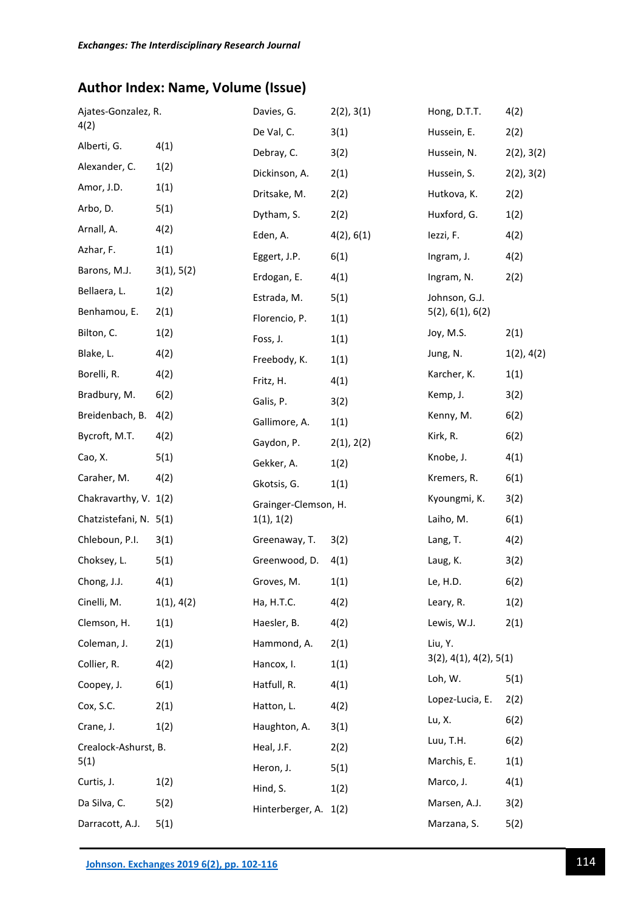## Author Index: Name, Volume (Issue)

Ajates-Gonzalez, R. 4(2)
Alberti, G. 4(1)
Alexander, C. 1(2)
Amor, J.D. 1(1)
Arbo, D. 5(1)
Arnall, A. 4(2)
Azhar, F. 1(1)
Barons, M.J. 3(1), 5(2)
Bellaera, L. 1(2)
Benhamou, E. 2(1)
Bilton, C. 1(2)
Blake, L. 4(2)
Borelli, R. 4(2)
Bradbury, M. 6(2)
Breidenbach, B. 4(2)
Bycroft, M.T. 4(2)
Cao, X. 5(1)
Caraher, M. 4(2)
Chakravarthy, V. 1(2)
Chatzistefani, N. 5(1)
Chleboun, P.I. 3(1)
Choksey, L. 5(1)
Chong, J.J. 4(1)
Cinelli, M. 1(1), 4(2)
Clemson, H. 1(1)
Coleman, J. 2(1)
Collier, R. 4(2)
Coopey, J. 6(1)
Cox, S.C. 2(1)
Crane, J. 1(2)
Crealock-Ashurst, B. 5(1)
Curtis, J. 1(2)
Da Silva, C. 5(2)
Darracott, A.J. 5(1)
Davies, G. 2(2), 3(1)
De Val, C. 3(1)
Debray, C. 3(2)
Dickinson, A. 2(1)
Dritsake, M. 2(2)
Dytham, S. 2(2)
Eden, A. 4(2), 6(1)
Eggert, J.P. 6(1)
Erdogan, E. 4(1)
Estrada, M. 5(1)
Florencio, P. 1(1)
Foss, J. 1(1)
Freebody, K. 1(1)
Fritz, H. 4(1)
Galis, P. 3(2)
Gallimore, A. 1(1)
Gaydon, P. 2(1), 2(2)
Gekker, A. 1(2)
Gkotsis, G. 1(1)
Grainger-Clemson, H. 1(1), 1(2)
Greenaway, T. 3(2)
Greenwood, D. 4(1)
Groves, M. 1(1)
Ha, H.T.C. 4(2)
Haesler, B. 4(2)
Hammond, A. 2(1)
Hancox, I. 1(1)
Hatfull, R. 4(1)
Hatton, L. 4(2)
Haughton, A. 3(1)
Heal, J.F. 2(2)
Heron, J. 5(1)
Hind, S. 1(2)
Hinterberger, A. 1(2)
Hong, D.T.T. 4(2)
Hussein, E. 2(2)
Hussein, N. 2(2), 3(2)
Hussein, S. 2(2), 3(2)
Hutkova, K. 2(2)
Huxford, G. 1(2)
Iezzi, F. 4(2)
Ingram, J. 4(2)
Ingram, N. 2(2)
Johnson, G.J. 5(2), 6(1), 6(2)
Joy, M.S. 2(1)
Jung, N. 1(2), 4(2)
Karcher, K. 1(1)
Kemp, J. 3(2)
Kenny, M. 6(2)
Kirk, R. 6(2)
Knobe, J. 4(1)
Kremers, R. 6(1)
Kyoungmi, K. 3(2)
Laiho, M. 6(1)
Lang, T. 4(2)
Laug, K. 3(2)
Le, H.D. 6(2)
Leary, R. 1(2)
Lewis, W.J. 2(1)
Liu, Y. 3(2), 4(1), 4(2), 5(1)
Loh, W. 5(1)
Lopez-Lucia, E. 2(2)
Lu, X. 6(2)
Luu, T.H. 6(2)
Marchis, E. 1(1)
Marco, J. 4(1)
Marsen, A.J. 3(2)
Marzana, S. 5(2)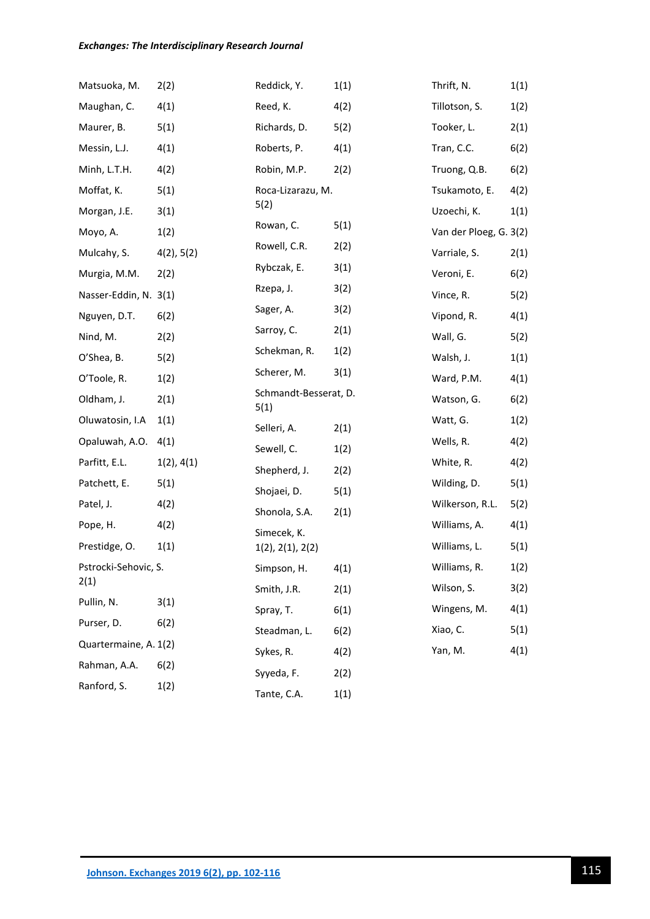Matsuoka, M. 2(2)

Maughan, C. 4(1)

Maurer, B. 5(1)

Messin, L.J. 4(1)

Minh, L.T.H. 4(2)

Moffat, K. 5(1)

Morgan, J.E. 3(1)

Moyo, A. 1(2)

Mulcahy, S. 4(2), 5(2)

Murgia, M.M. 2(2)

Nasser-Eddin, N. 3(1)

Nguyen, D.T. 6(2)

Nind, M. 2(2)

O'Shea, B. 5(2)

O'Toole, R. 1(2)

Oldham, J. 2(1)

Oluwatosin, I.A 1(1)

Opaluwah, A.O. 4(1)

Parfitt, E.L. 1(2), 4(1)

Patchett, E. 5(1)

Patel, J. 4(2)

Pope, H. 4(2)

Prestidge, O. 1(1)

Pstrocki-Sehovic, S. 2(1)

Pullin, N. 3(1)

Purser, D. 6(2)

Quartermaine, A. 1(2)

Rahman, A.A. 6(2)

Ranford, S. 1(2)

Reddick, Y. 1(1)

Reed, K. 4(2)

Richards, D. 5(2)

Roberts, P. 4(1)

Robin, M.P. 2(2)

Roca-Lizarazu, M. 5(2)

Rowan, C. 5(1)

Rowell, C.R. 2(2)

Rybczak, E. 3(1)

Rzepa, J. 3(2)

Sager, A. 3(2)

Sarroy, C. 2(1)

Schekman, R. 1(2)

Scherer, M. 3(1)

Schmandt-Besserat, D. 5(1)

Selleri, A. 2(1)

Sewell, C. 1(2)

Shepherd, J. 2(2)

Shojaei, D. 5(1)

Shonola, S.A. 2(1)

Simecek, K. 1(2), 2(1), 2(2)

Simpson, H. 4(1)

Smith, J.R. 2(1)

Spray, T. 6(1)

Steadman, L. 6(2)

Sykes, R. 4(2)

Syyeda, F. 2(2)

Tante, C.A. 1(1)

Thrift, N. 1(1)

Tillotson, S. 1(2)

Tooker, L. 2(1)

Tran, C.C. 6(2)

Truong, Q.B. 6(2)

Tsukamoto, E. 4(2)

Uzoechi, K. 1(1)

Van der Ploeg, G. 3(2)

Varriale, S. 2(1)

Veroni, E. 6(2)

Vince, R. 5(2)

Vipond, R. 4(1)

Wall, G. 5(2)

Walsh, J. 1(1)

Ward, P.M. 4(1)

Watson, G. 6(2)

Watt, G. 1(2)

Wells, R. 4(2)

White, R. 4(2)

Wilding, D. 5(1)

Wilkerson, R.L. 5(2)

Williams, A. 4(1)

Williams, L. 5(1)

Williams, R. 1(2)

Wilson, S. 3(2)

Wingens, M. 4(1)

Xiao, C. 5(1)

Yan, M. 4(1)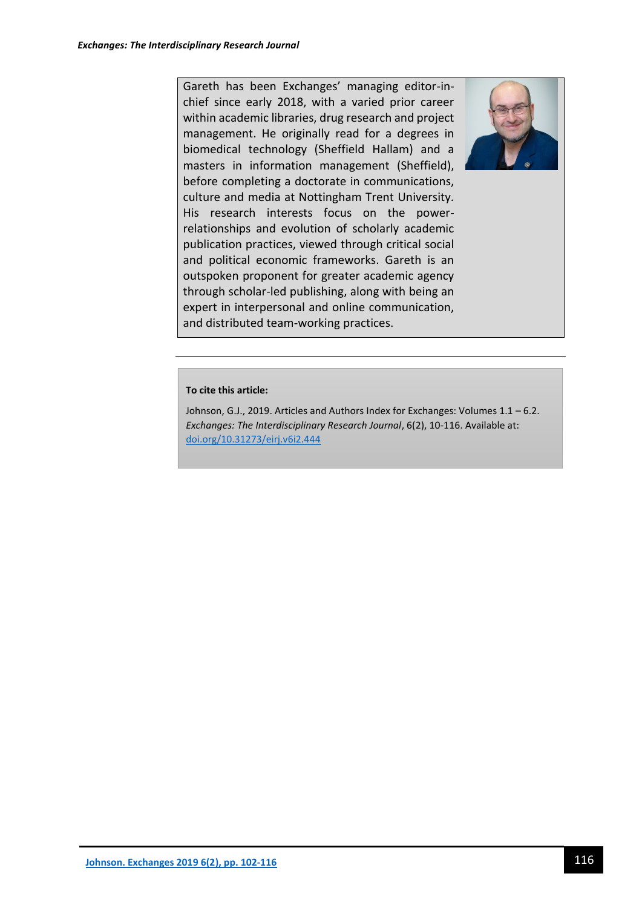Gareth has been Exchanges' managing editor-in-chief since early 2018, with a varied prior career within academic libraries, drug research and project management. He originally read for a degrees in biomedical technology (Sheffield Hallam) and a masters in information management (Sheffield), before completing a doctorate in communications, culture and media at Nottingham Trent University. His research interests focus on the power-relationships and evolution of scholarly academic publication practices, viewed through critical social and political economic frameworks. Gareth is an outspoken proponent for greater academic agency through scholar-led publishing, along with being an expert in interpersonal and online communication, and distributed team-working practices.

---

**To cite this article:**

Johnson, G.J., 2019. Articles and Authors Index for Exchanges: Volumes 1.1 – 6.2. *Exchanges: The Interdisciplinary Research Journal*, 6(2), 10-116. Available at: [doi.org/10.31273/eirj.v6i2.444](https://doi.org/10.31273/eirj.v6i2.444)